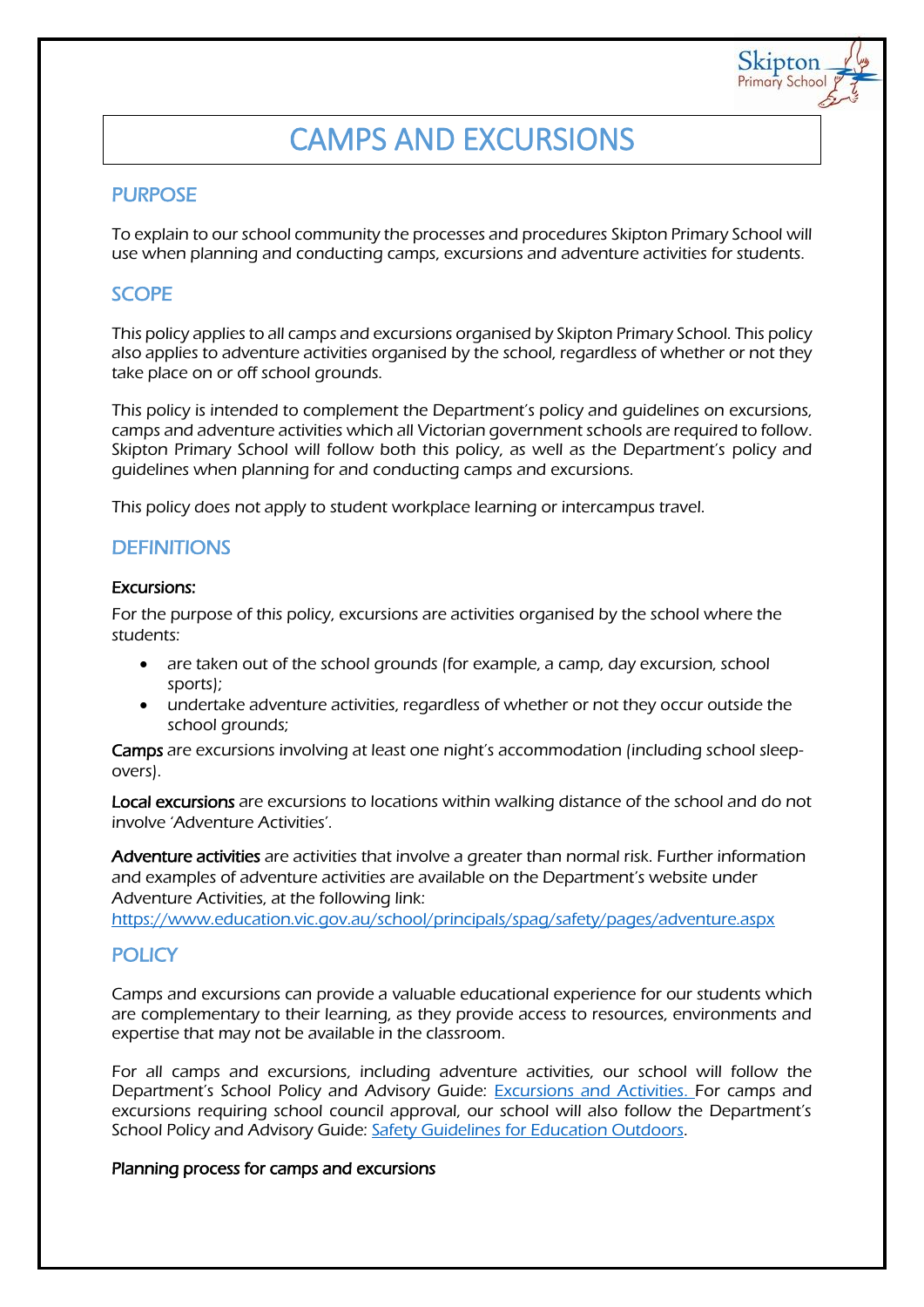# CAMPS AND EXCURSIONS

## PURPOSE

To explain to our school community the processes and procedures Skipton Primary School will use when planning and conducting camps, excursions and adventure activities for students.

## SCOPE

This policy applies to all camps and excursions organised by Skipton Primary School. This policy also applies to adventure activities organised by the school, regardless of whether or not they take place on or off school grounds.

This policy is intended to complement the Department's policy and guidelines on excursions, camps and adventure activities which all Victorian government schools are required to follow. Skipton Primary School will follow both this policy, as well as the Department's policy and guidelines when planning for and conducting camps and excursions.

This policy does not apply to student workplace learning or intercampus travel.

## DEFINITIONS

**Excursions:**

For the purpose of this policy, excursions are activities organised by the school where the students:

- are taken out of the school grounds (for example, a camp, day excursion, school sports);
- undertake adventure activities, regardless of whether or not they occur outside the school grounds;

**Camps** are excursions involving at least one night's accommodation (including school sleep-overs).

**Local excursions** are excursions to locations within walking distance of the school and do not involve 'Adventure Activities'.

**Adventure activities** are activities that involve a greater than normal risk. Further information and examples of adventure activities are available on the Department's website under Adventure Activities, at the following link:
[https://www.education.vic.gov.au/school/principals/spag/safety/pages/adventure.aspx](https://www.education.vic.gov.au/school/principals/spag/safety/pages/adventure.aspx)

## POLICY

Camps and excursions can provide a valuable educational experience for our students which are complementary to their learning, as they provide access to resources, environments and expertise that may not be available in the classroom.

For all camps and excursions, including adventure activities, our school will follow the Department's School Policy and Advisory Guide: [Excursions and Activities.](#) For camps and excursions requiring school council approval, our school will also follow the Department's School Policy and Advisory Guide: [Safety Guidelines for Education Outdoors](#).

**Planning process for camps and excursions**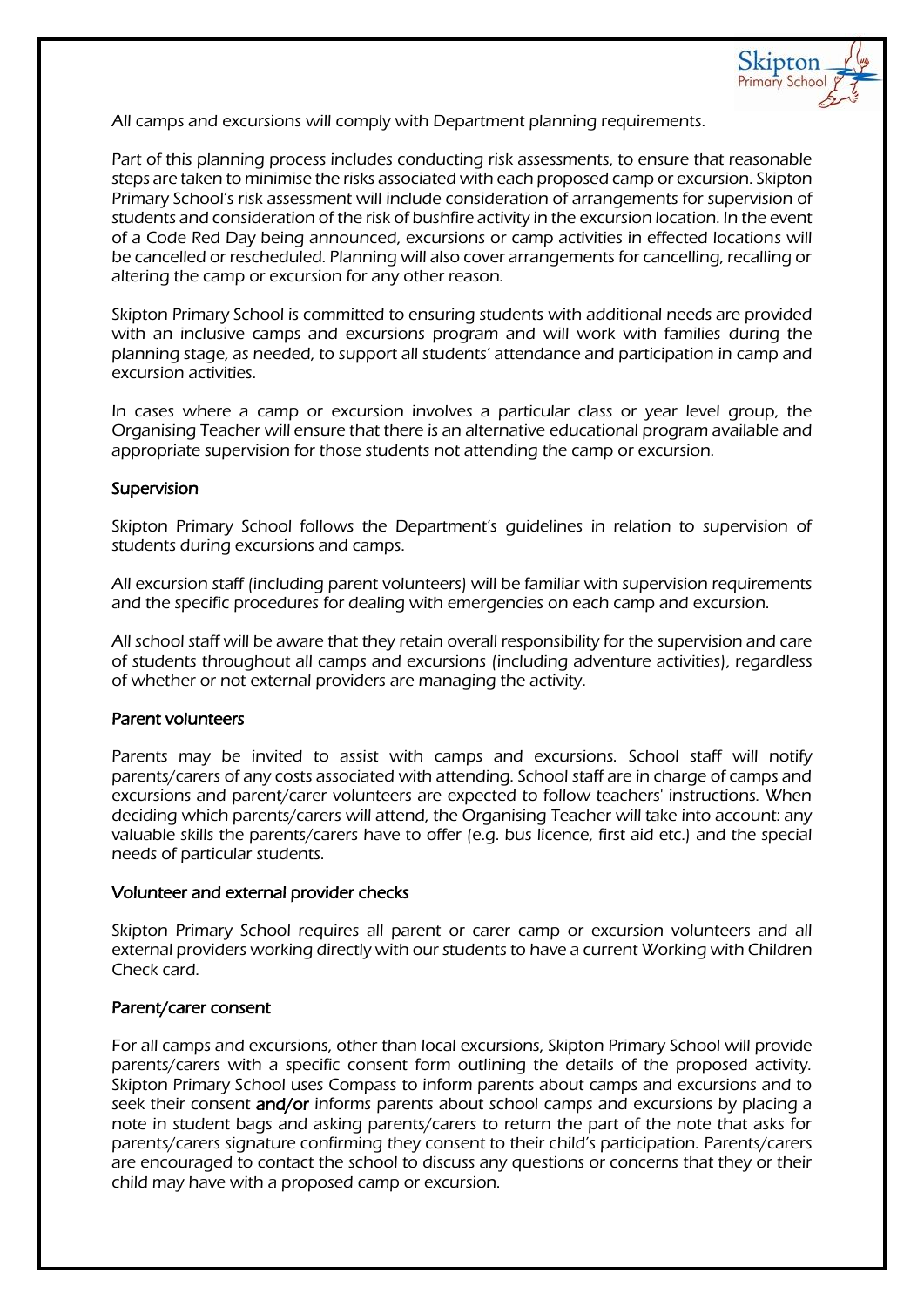All camps and excursions will comply with Department planning requirements.

Part of this planning process includes conducting risk assessments, to ensure that reasonable steps are taken to minimise the risks associated with each proposed camp or excursion. Skipton Primary School's risk assessment will include consideration of arrangements for supervision of students and consideration of the risk of bushfire activity in the excursion location. In the event of a Code Red Day being announced, excursions or camp activities in effected locations will be cancelled or rescheduled. Planning will also cover arrangements for cancelling, recalling or altering the camp or excursion for any other reason.

Skipton Primary School is committed to ensuring students with additional needs are provided with an inclusive camps and excursions program and will work with families during the planning stage, as needed, to support all students' attendance and participation in camp and excursion activities.

In cases where a camp or excursion involves a particular class or year level group, the Organising Teacher will ensure that there is an alternative educational program available and appropriate supervision for those students not attending the camp or excursion.

## Supervision

Skipton Primary School follows the Department's guidelines in relation to supervision of students during excursions and camps.

All excursion staff (including parent volunteers) will be familiar with supervision requirements and the specific procedures for dealing with emergencies on each camp and excursion.

All school staff will be aware that they retain overall responsibility for the supervision and care of students throughout all camps and excursions (including adventure activities), regardless of whether or not external providers are managing the activity.

## Parent volunteers

Parents may be invited to assist with camps and excursions. School staff will notify parents/carers of any costs associated with attending. School staff are in charge of camps and excursions and parent/carer volunteers are expected to follow teachers' instructions. When deciding which parents/carers will attend, the Organising Teacher will take into account: any valuable skills the parents/carers have to offer (e.g. bus licence, first aid etc.) and the special needs of particular students.

## Volunteer and external provider checks

Skipton Primary School requires all parent or carer camp or excursion volunteers and all external providers working directly with our students to have a current Working with Children Check card.

## Parent/carer consent

For all camps and excursions, other than local excursions, Skipton Primary School will provide parents/carers with a specific consent form outlining the details of the proposed activity. Skipton Primary School uses Compass to inform parents about camps and excursions and to seek their consent **and/or** informs parents about school camps and excursions by placing a note in student bags and asking parents/carers to return the part of the note that asks for parents/carers signature confirming they consent to their child's participation. Parents/carers are encouraged to contact the school to discuss any questions or concerns that they or their child may have with a proposed camp or excursion.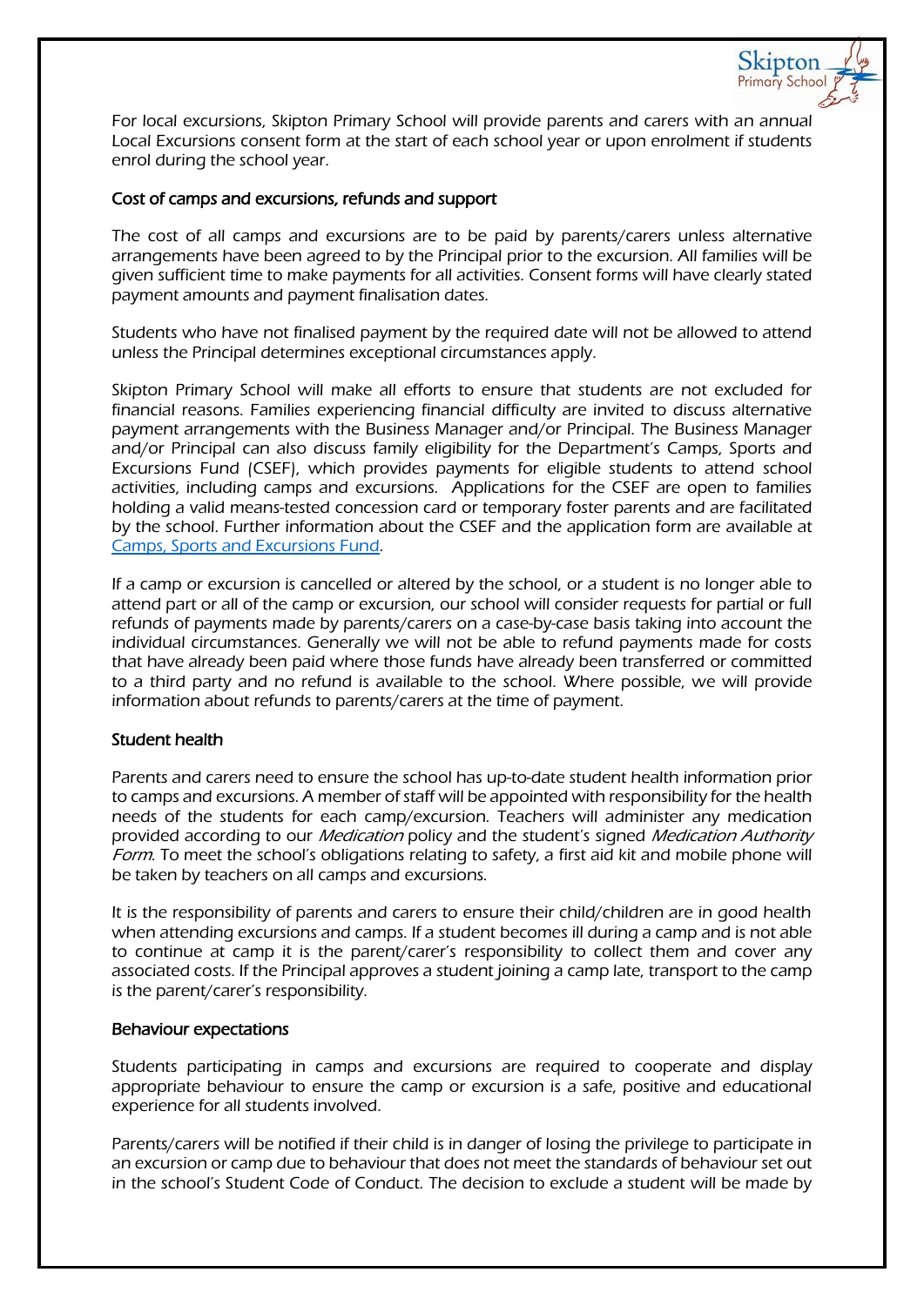For local excursions, Skipton Primary School will provide parents and carers with an annual Local Excursions consent form at the start of each school year or upon enrolment if students enrol during the school year.

## Cost of camps and excursions, refunds and support

The cost of all camps and excursions are to be paid by parents/carers unless alternative arrangements have been agreed to by the Principal prior to the excursion. All families will be given sufficient time to make payments for all activities. Consent forms will have clearly stated payment amounts and payment finalisation dates.

Students who have not finalised payment by the required date will not be allowed to attend unless the Principal determines exceptional circumstances apply.

Skipton Primary School will make all efforts to ensure that students are not excluded for financial reasons. Families experiencing financial difficulty are invited to discuss alternative payment arrangements with the Business Manager and/or Principal. The Business Manager and/or Principal can also discuss family eligibility for the Department's Camps, Sports and Excursions Fund (CSEF), which provides payments for eligible students to attend school activities, including camps and excursions. Applications for the CSEF are open to families holding a valid means-tested concession card or temporary foster parents and are facilitated by the school. Further information about the CSEF and the application form are available at Camps, Sports and Excursions Fund.

If a camp or excursion is cancelled or altered by the school, or a student is no longer able to attend part or all of the camp or excursion, our school will consider requests for partial or full refunds of payments made by parents/carers on a case-by-case basis taking into account the individual circumstances. Generally we will not be able to refund payments made for costs that have already been paid where those funds have already been transferred or committed to a third party and no refund is available to the school. Where possible, we will provide information about refunds to parents/carers at the time of payment.

## Student health

Parents and carers need to ensure the school has up-to-date student health information prior to camps and excursions. A member of staff will be appointed with responsibility for the health needs of the students for each camp/excursion. Teachers will administer any medication provided according to our *Medication* policy and the student's signed *Medication Authority Form*. To meet the school's obligations relating to safety, a first aid kit and mobile phone will be taken by teachers on all camps and excursions.

It is the responsibility of parents and carers to ensure their child/children are in good health when attending excursions and camps. If a student becomes ill during a camp and is not able to continue at camp it is the parent/carer's responsibility to collect them and cover any associated costs. If the Principal approves a student joining a camp late, transport to the camp is the parent/carer's responsibility.

## Behaviour expectations

Students participating in camps and excursions are required to cooperate and display appropriate behaviour to ensure the camp or excursion is a safe, positive and educational experience for all students involved.

Parents/carers will be notified if their child is in danger of losing the privilege to participate in an excursion or camp due to behaviour that does not meet the standards of behaviour set out in the school's Student Code of Conduct. The decision to exclude a student will be made by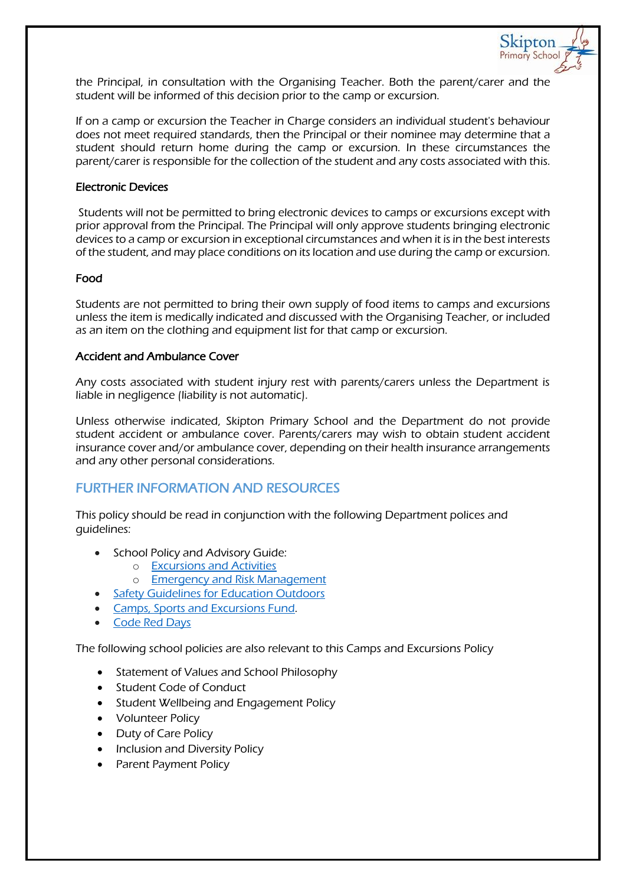the Principal, in consultation with the Organising Teacher. Both the parent/carer and the student will be informed of this decision prior to the camp or excursion.

If on a camp or excursion the Teacher in Charge considers an individual student's behaviour does not meet required standards, then the Principal or their nominee may determine that a student should return home during the camp or excursion. In these circumstances the parent/carer is responsible for the collection of the student and any costs associated with this.

### Electronic Devices

Students will not be permitted to bring electronic devices to camps or excursions except with prior approval from the Principal. The Principal will only approve students bringing electronic devices to a camp or excursion in exceptional circumstances and when it is in the best interests of the student, and may place conditions on its location and use during the camp or excursion.

### Food

Students are not permitted to bring their own supply of food items to camps and excursions unless the item is medically indicated and discussed with the Organising Teacher, or included as an item on the clothing and equipment list for that camp or excursion.

### Accident and Ambulance Cover

Any costs associated with student injury rest with parents/carers unless the Department is liable in negligence (liability is not automatic).

Unless otherwise indicated, Skipton Primary School and the Department do not provide student accident or ambulance cover. Parents/carers may wish to obtain student accident insurance cover and/or ambulance cover, depending on their health insurance arrangements and any other personal considerations.

## FURTHER INFORMATION AND RESOURCES

This policy should be read in conjunction with the following Department polices and guidelines:

- School Policy and Advisory Guide:
  - Excursions and Activities
  - Emergency and Risk Management
- Safety Guidelines for Education Outdoors
- Camps, Sports and Excursions Fund.
- Code Red Days

The following school policies are also relevant to this Camps and Excursions Policy

- Statement of Values and School Philosophy
- Student Code of Conduct
- Student Wellbeing and Engagement Policy
- Volunteer Policy
- Duty of Care Policy
- Inclusion and Diversity Policy
- Parent Payment Policy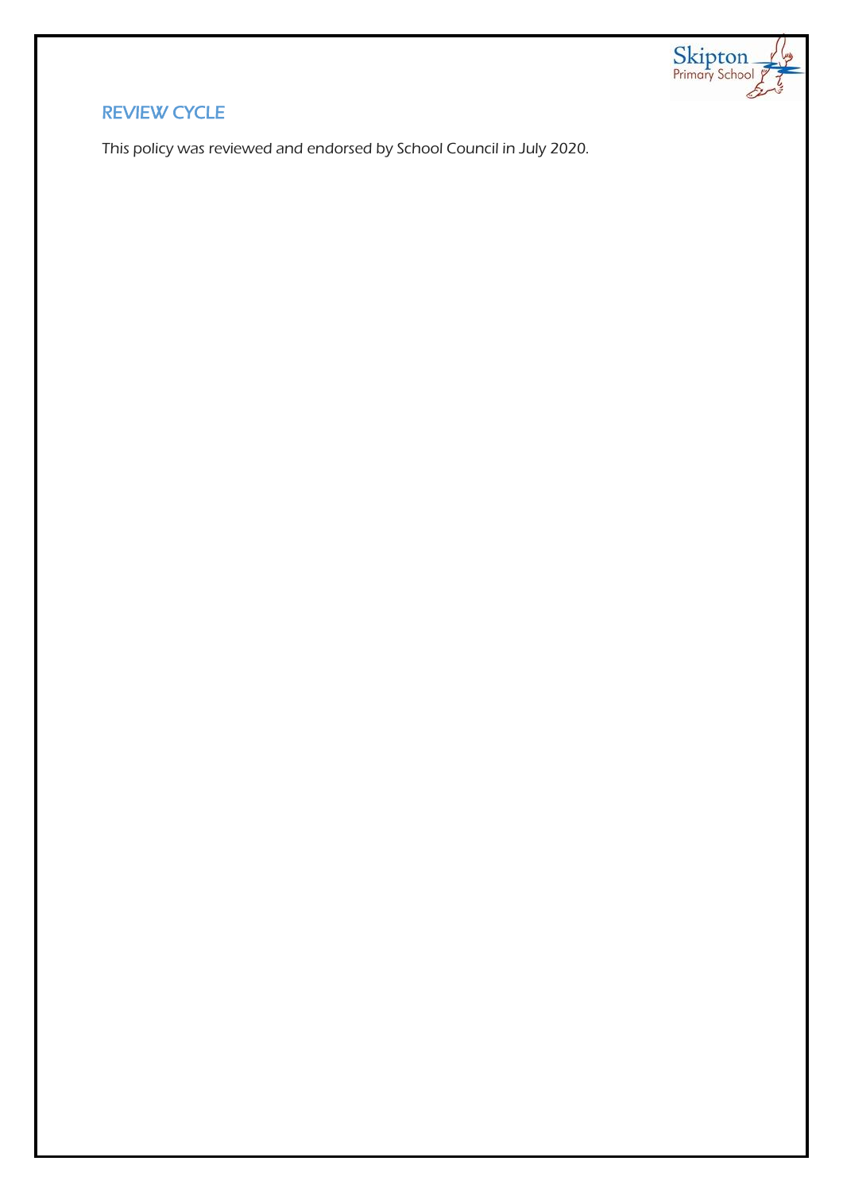## REVIEW CYCLE

This policy was reviewed and endorsed by School Council in July 2020.